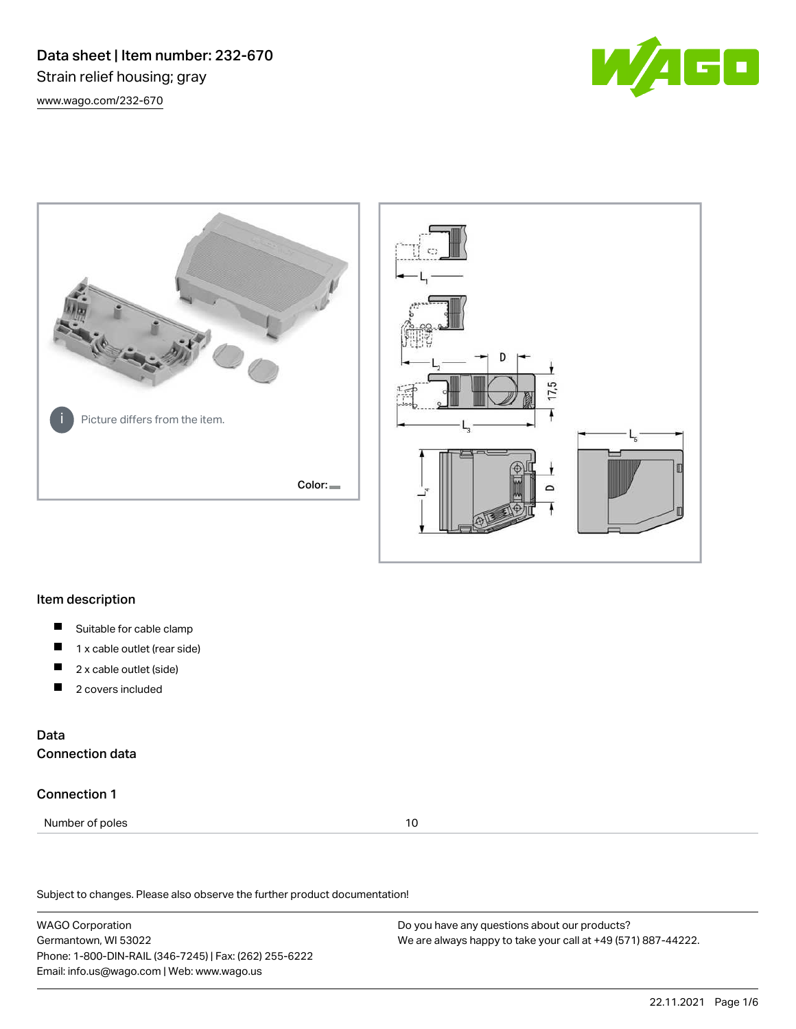# Data sheet | Item number: 232-670

Strain relief housing; gray

www.wago.com/232-670

Picture differs from the item.

Color:

## Item description

- Suitable for cable clamp
- 1 x cable outlet (rear side)
- 2 x cable outlet (side)
- 2 covers included

## Data

### Connection data

### Connection 1

| Number of poles | 10 |
| --- | --- |

Subject to changes. Please also observe the further product documentation!

WAGO Corporation
Germantown, WI 53022
Phone: 1-800-DIN-RAIL (346-7245) | Fax: (262) 255-6222
Email: info.us@wago.com | Web: www.wago.us

Do you have any questions about our products?
We are always happy to take your call at +49 (571) 887-44222.

22.11.2021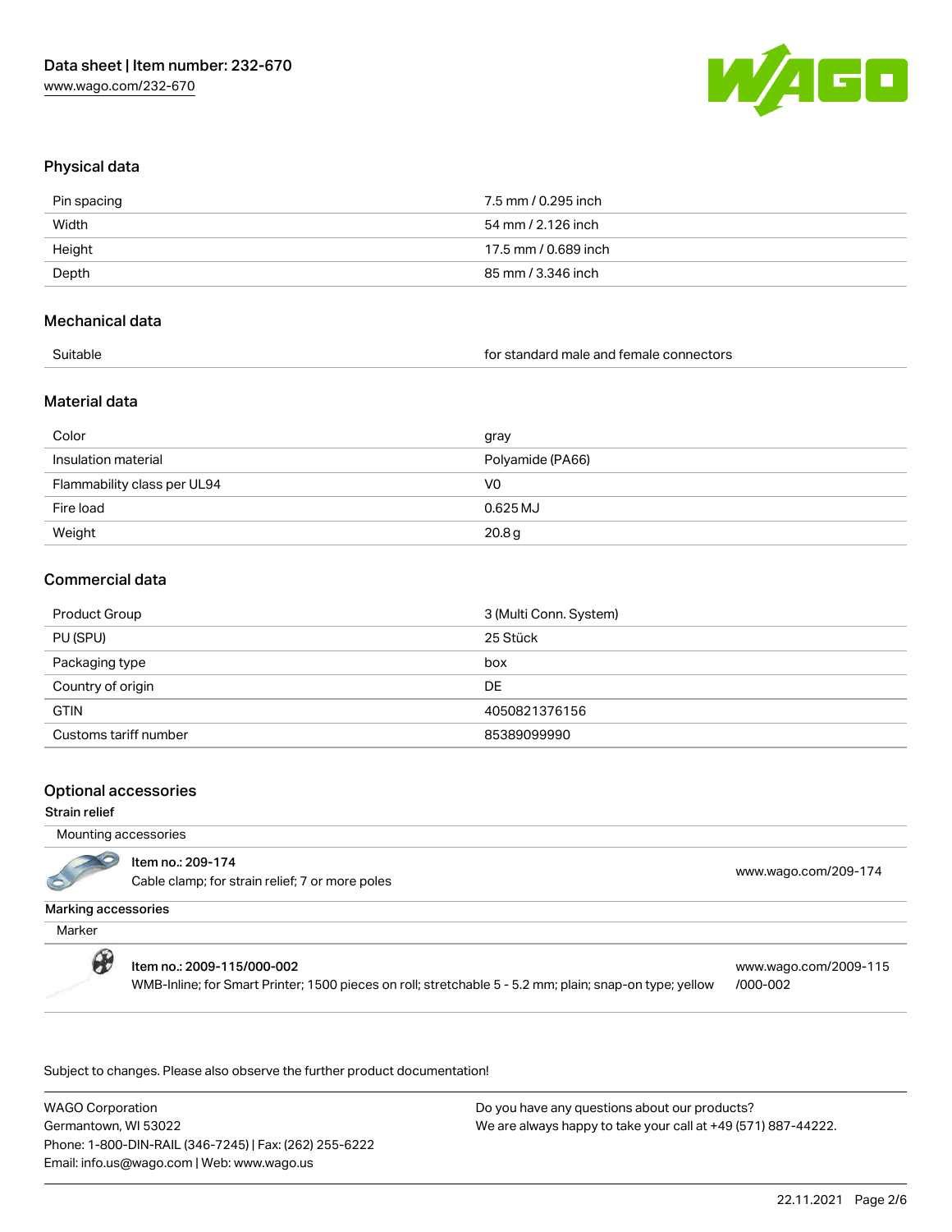## Physical data

| | |
|---|---|
| Pin spacing | 7.5 mm / 0.295 inch |
| Width | 54 mm / 2.126 inch |
| Height | 17.5 mm / 0.689 inch |
| Depth | 85 mm / 3.346 inch |

## Mechanical data

| | |
|---|---|
| Suitable | for standard male and female connectors |

## Material data

| | |
|---|---|
| Color | gray |
| Insulation material | Polyamide (PA66) |
| Flammability class per UL94 | V0 |
| Fire load | 0.625 MJ |
| Weight | 20.8 g |

## Commercial data

| | |
|---|---|
| Product Group | 3 (Multi Conn. System) |
| PU (SPU) | 25 Stück |
| Packaging type | box |
| Country of origin | DE |
| GTIN | 4050821376156 |
| Customs tariff number | 85389099990 |

## Optional accessories

### Strain relief

Mounting accessories

| | |
|---|---|
| **Item no.: 209-174**<br>Cable clamp; for strain relief; 7 or more poles | www.wago.com/209-174 |

### Marking accessories

Marker

| | |
|---|---|
| **Item no.: 2009-115/000-002**<br>WMB-Inline; for Smart Printer; 1500 pieces on roll; stretchable 5 - 5.2 mm; plain; snap-on type; yellow | www.wago.com/2009-115/000-002 |

Subject to changes. Please also observe the further product documentation!

WAGO Corporation
Germantown, WI 53022
Phone: 1-800-DIN-RAIL (346-7245) | Fax: (262) 255-6222
Email: info.us@wago.com | Web: www.wago.us

Do you have any questions about our products?
We are always happy to take your call at +49 (571) 887-44222.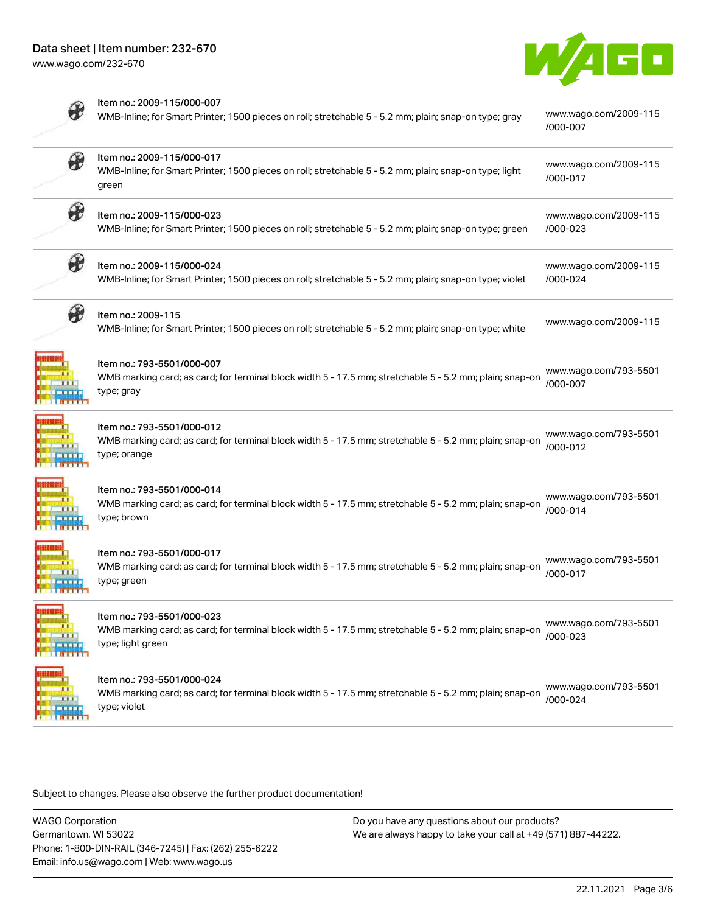| | | |
|---|---|---|
| | Item no.: 2009-115/000-007<br>WMB-Inline; for Smart Printer; 1500 pieces on roll; stretchable 5 - 5.2 mm; plain; snap-on type; gray | www.wago.com/2009-115/000-007 |
| | Item no.: 2009-115/000-017<br>WMB-Inline; for Smart Printer; 1500 pieces on roll; stretchable 5 - 5.2 mm; plain; snap-on type; light green | www.wago.com/2009-115/000-017 |
| | Item no.: 2009-115/000-023<br>WMB-Inline; for Smart Printer; 1500 pieces on roll; stretchable 5 - 5.2 mm; plain; snap-on type; green | www.wago.com/2009-115/000-023 |
| | Item no.: 2009-115/000-024<br>WMB-Inline; for Smart Printer; 1500 pieces on roll; stretchable 5 - 5.2 mm; plain; snap-on type; violet | www.wago.com/2009-115/000-024 |
| | Item no.: 2009-115<br>WMB-Inline; for Smart Printer; 1500 pieces on roll; stretchable 5 - 5.2 mm; plain; snap-on type; white | www.wago.com/2009-115 |
| | Item no.: 793-5501/000-007<br>WMB marking card; as card; for terminal block width 5 - 17.5 mm; stretchable 5 - 5.2 mm; plain; snap-on type; gray | www.wago.com/793-5501/000-007 |
| | Item no.: 793-5501/000-012<br>WMB marking card; as card; for terminal block width 5 - 17.5 mm; stretchable 5 - 5.2 mm; plain; snap-on type; orange | www.wago.com/793-5501/000-012 |
| | Item no.: 793-5501/000-014<br>WMB marking card; as card; for terminal block width 5 - 17.5 mm; stretchable 5 - 5.2 mm; plain; snap-on type; brown | www.wago.com/793-5501/000-014 |
| | Item no.: 793-5501/000-017<br>WMB marking card; as card; for terminal block width 5 - 17.5 mm; stretchable 5 - 5.2 mm; plain; snap-on type; green | www.wago.com/793-5501/000-017 |
| | Item no.: 793-5501/000-023<br>WMB marking card; as card; for terminal block width 5 - 17.5 mm; stretchable 5 - 5.2 mm; plain; snap-on type; light green | www.wago.com/793-5501/000-023 |
| | Item no.: 793-5501/000-024<br>WMB marking card; as card; for terminal block width 5 - 17.5 mm; stretchable 5 - 5.2 mm; plain; snap-on type; violet | www.wago.com/793-5501/000-024 |

Subject to changes. Please also observe the further product documentation!

WAGO Corporation
Germantown, WI 53022
Phone: 1-800-DIN-RAIL (346-7245) | Fax: (262) 255-6222
Email: info.us@wago.com | Web: www.wago.us

Do you have any questions about our products?
We are always happy to take your call at +49 (571) 887-44222.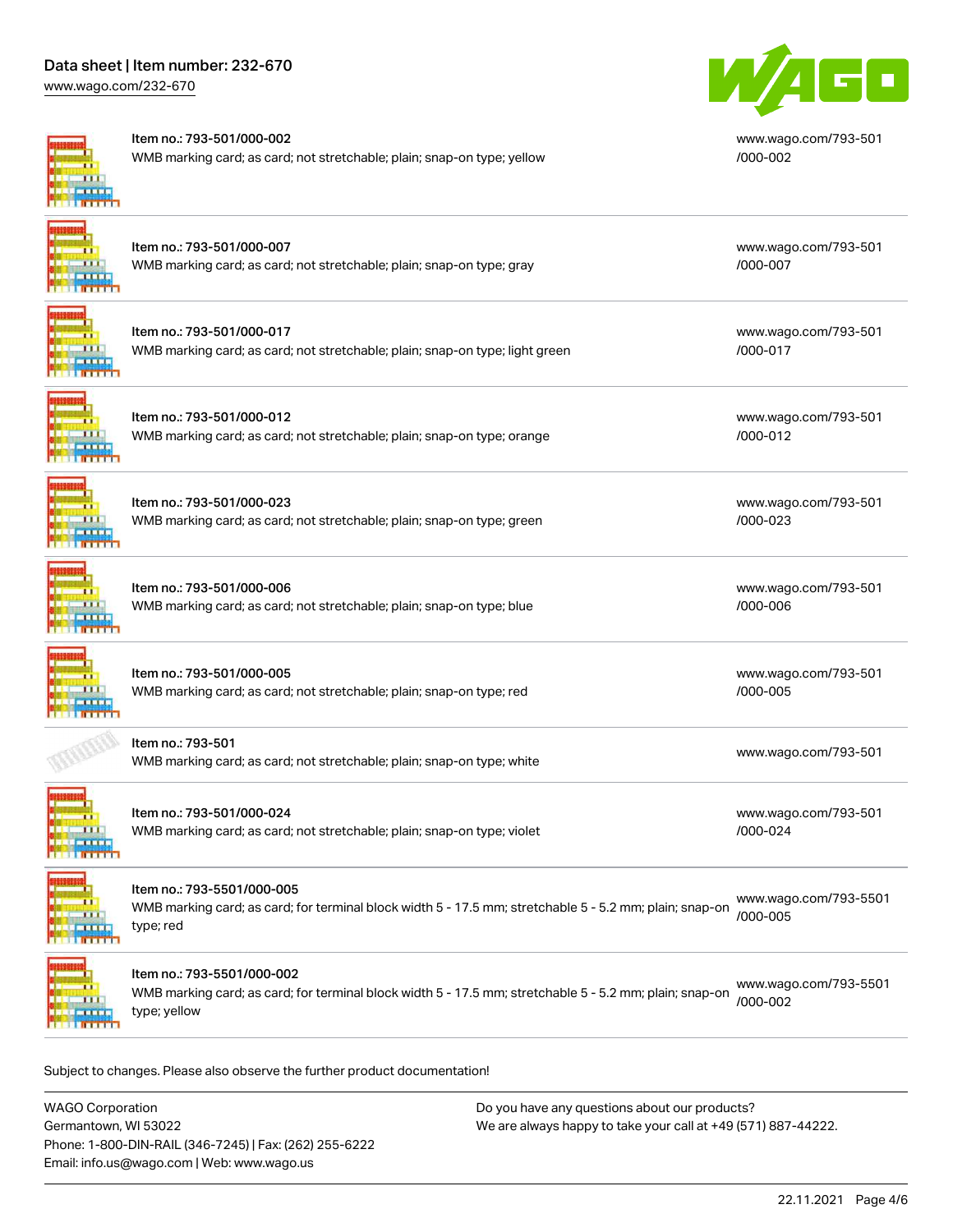| | | |
|---|---|---|
| Item no.: 793-501/000-002<br>WMB marking card; as card; not stretchable; plain; snap-on type; yellow | | www.wago.com/793-501/000-002 |
| Item no.: 793-501/000-007<br>WMB marking card; as card; not stretchable; plain; snap-on type; gray | | www.wago.com/793-501/000-007 |
| Item no.: 793-501/000-017<br>WMB marking card; as card; not stretchable; plain; snap-on type; light green | | www.wago.com/793-501/000-017 |
| Item no.: 793-501/000-012<br>WMB marking card; as card; not stretchable; plain; snap-on type; orange | | www.wago.com/793-501/000-012 |
| Item no.: 793-501/000-023<br>WMB marking card; as card; not stretchable; plain; snap-on type; green | | www.wago.com/793-501/000-023 |
| Item no.: 793-501/000-006<br>WMB marking card; as card; not stretchable; plain; snap-on type; blue | | www.wago.com/793-501/000-006 |
| Item no.: 793-501/000-005<br>WMB marking card; as card; not stretchable; plain; snap-on type; red | | www.wago.com/793-501/000-005 |
| Item no.: 793-501<br>WMB marking card; as card; not stretchable; plain; snap-on type; white | | www.wago.com/793-501 |
| Item no.: 793-501/000-024<br>WMB marking card; as card; not stretchable; plain; snap-on type; violet | | www.wago.com/793-501/000-024 |
| Item no.: 793-5501/000-005<br>WMB marking card; as card; for terminal block width 5 - 17.5 mm; stretchable 5 - 5.2 mm; plain; snap-on type; red | | www.wago.com/793-5501/000-005 |
| Item no.: 793-5501/000-002<br>WMB marking card; as card; for terminal block width 5 - 17.5 mm; stretchable 5 - 5.2 mm; plain; snap-on type; yellow | | www.wago.com/793-5501/000-002 |

Subject to changes. Please also observe the further product documentation!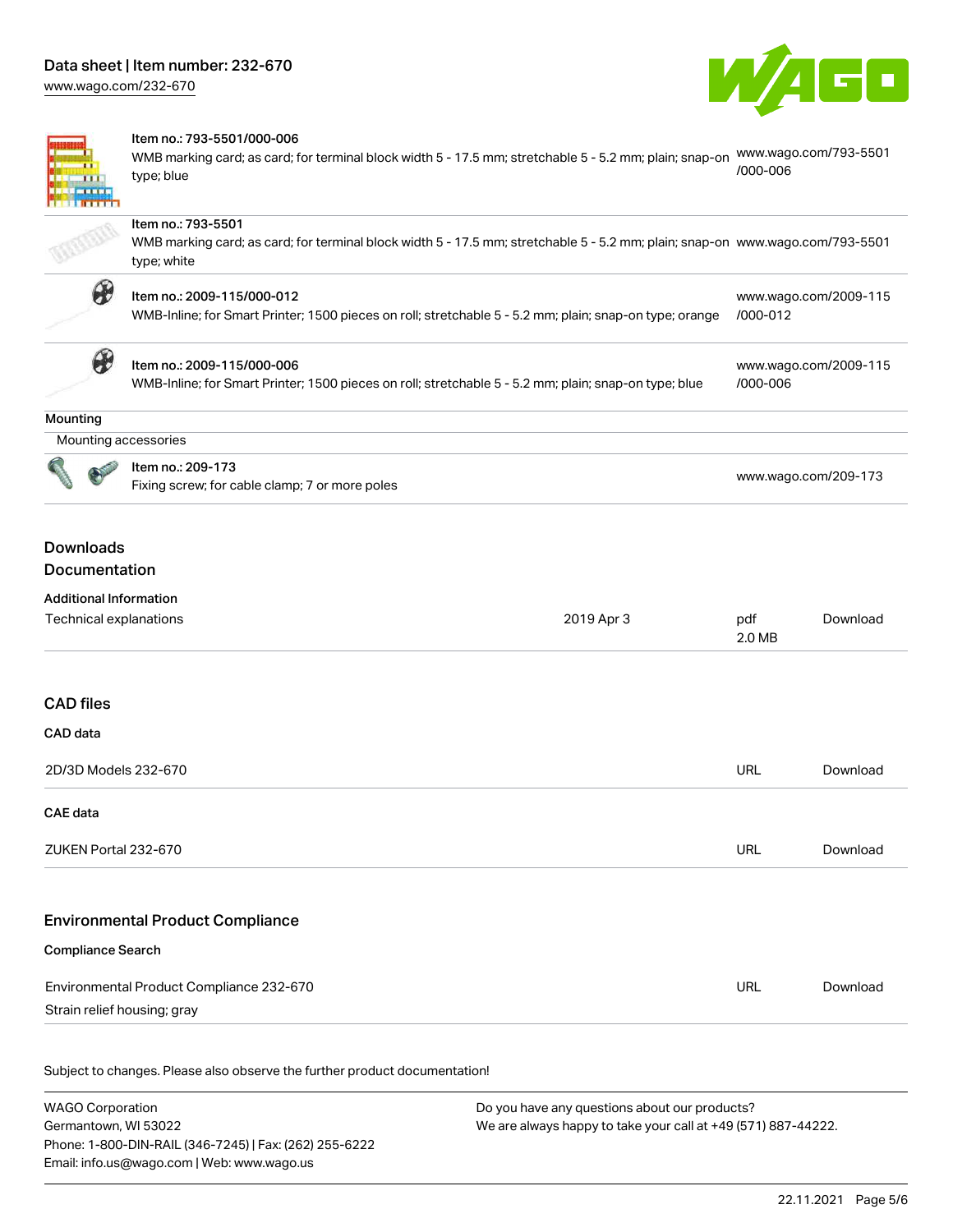| | | |
|---|---|---|
| | Item no.: 793-5501/000-006<br>WMB marking card; as card; for terminal block width 5 - 17.5 mm; stretchable 5 - 5.2 mm; plain; snap-on type; blue | www.wago.com/793-5501/000-006 |
| | Item no.: 793-5501<br>WMB marking card; as card; for terminal block width 5 - 17.5 mm; stretchable 5 - 5.2 mm; plain; snap-on type; white | www.wago.com/793-5501 |
| | Item no.: 2009-115/000-012<br>WMB-Inline; for Smart Printer; 1500 pieces on roll; stretchable 5 - 5.2 mm; plain; snap-on type; orange | www.wago.com/2009-115/000-012 |
| | Item no.: 2009-115/000-006<br>WMB-Inline; for Smart Printer; 1500 pieces on roll; stretchable 5 - 5.2 mm; plain; snap-on type; blue | www.wago.com/2009-115/000-006 |

**Mounting**

Mounting accessories

| | | |
|---|---|---|
| | Item no.: 209-173<br>Fixing screw; for cable clamp; 7 or more poles | www.wago.com/209-173 |

## Downloads

## Documentation

**Additional Information**

| | | | |
|---|---|---|---|
| Technical explanations | 2019 Apr 3 | pdf 2.0 MB | Download |

## CAD files

**CAD data**

| | | |
|---|---|---|
| 2D/3D Models 232-670 | URL | Download |

**CAE data**

| | | |
|---|---|---|
| ZUKEN Portal 232-670 | URL | Download |

## Environmental Product Compliance

**Compliance Search**

| | | |
|---|---|---|
| Environmental Product Compliance 232-670<br>Strain relief housing; gray | URL | Download |

Subject to changes. Please also observe the further product documentation!

WAGO Corporation
Germantown, WI 53022
Phone: 1-800-DIN-RAIL (346-7245) | Fax: (262) 255-6222
Email: info.us@wago.com | Web: www.wago.us

Do you have any questions about our products?
We are always happy to take your call at +49 (571) 887-44222.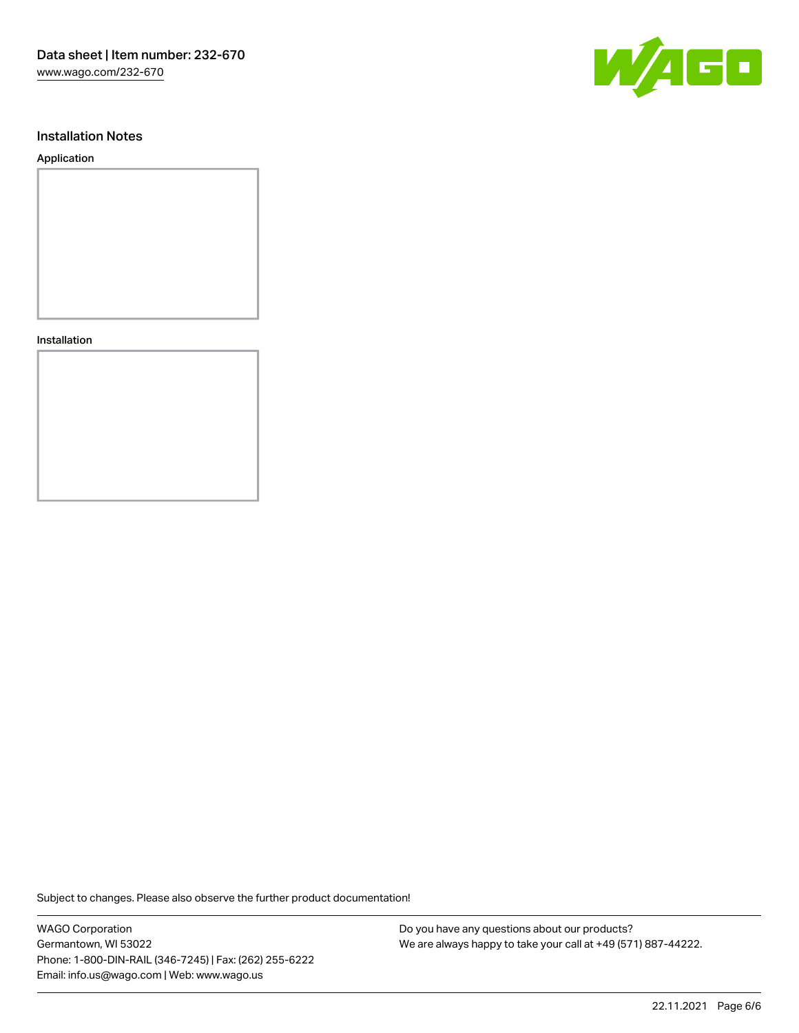## Installation Notes

### Application

### Installation

Subject to changes. Please also observe the further product documentation!

WAGO Corporation
Germantown, WI 53022
Phone: 1-800-DIN-RAIL (346-7245) | Fax: (262) 255-6222
Email: info.us@wago.com | Web: www.wago.us

Do you have any questions about our products?
We are always happy to take your call at +49 (571) 887-44222.